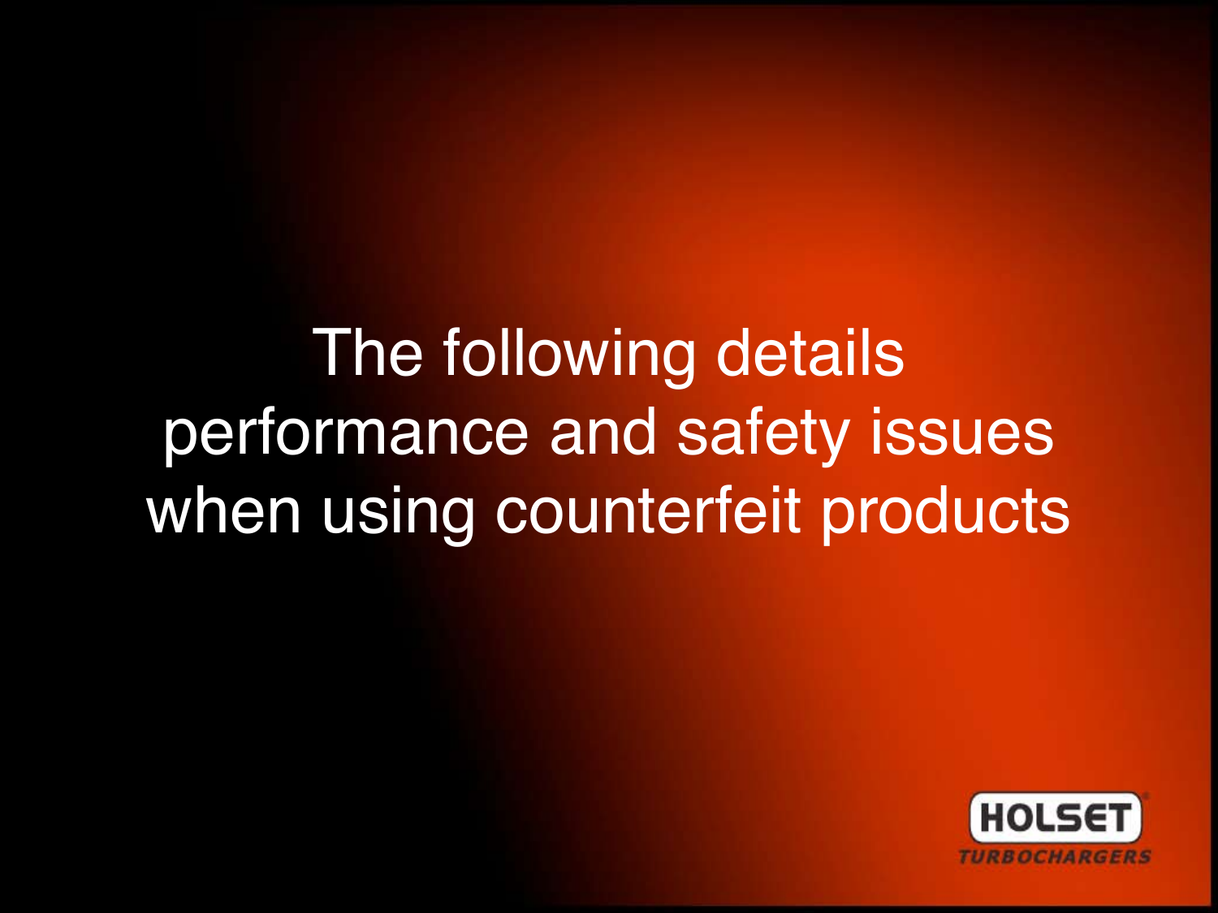The following details performance and safety issues when using counterfeit products

HOLSET

TURBOCHARGERS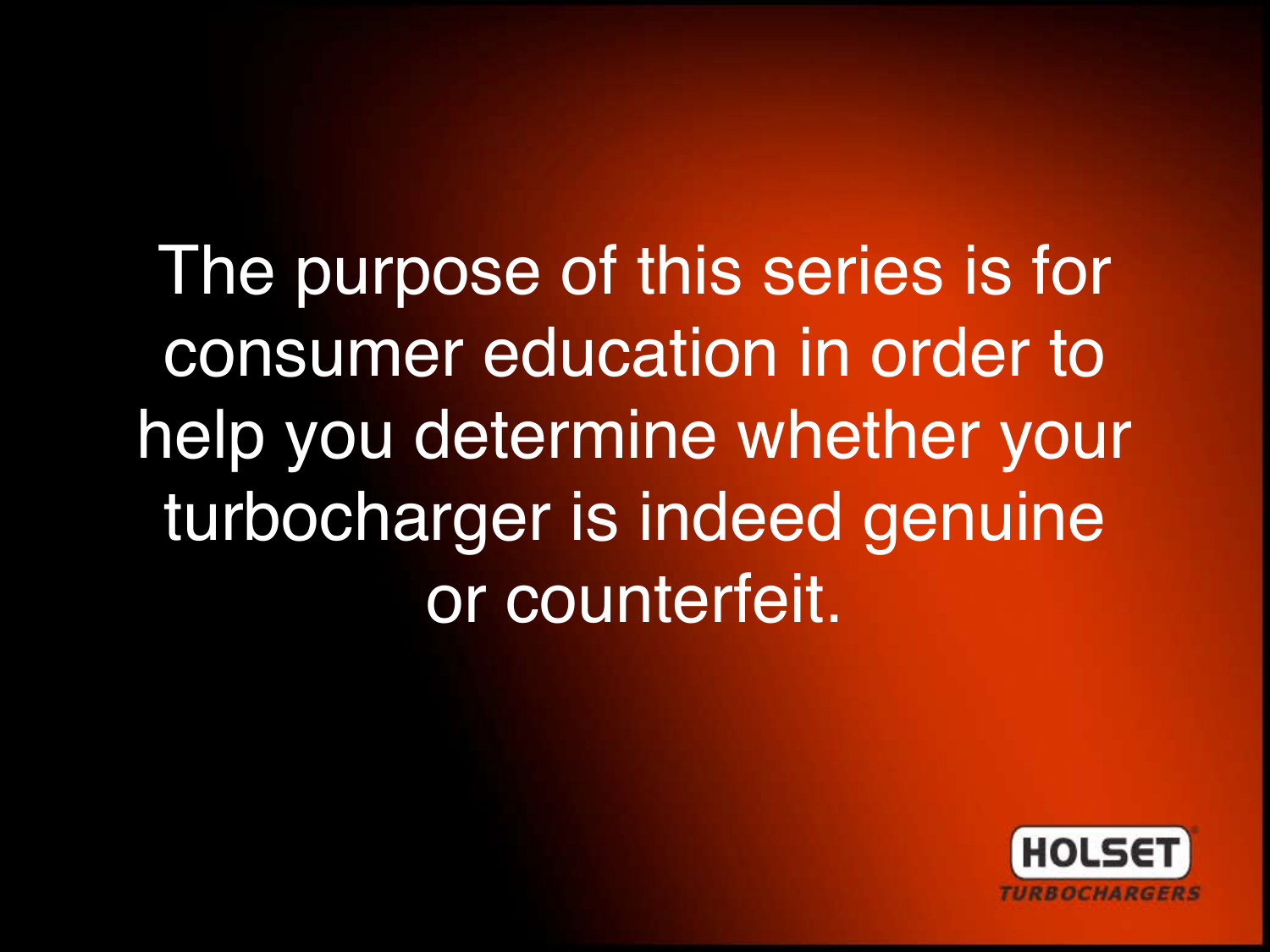The purpose of this series is for consumer education in order to help you determine whether your turbocharger is indeed genuine or counterfeit.

HOLSET TURBOCHARGERS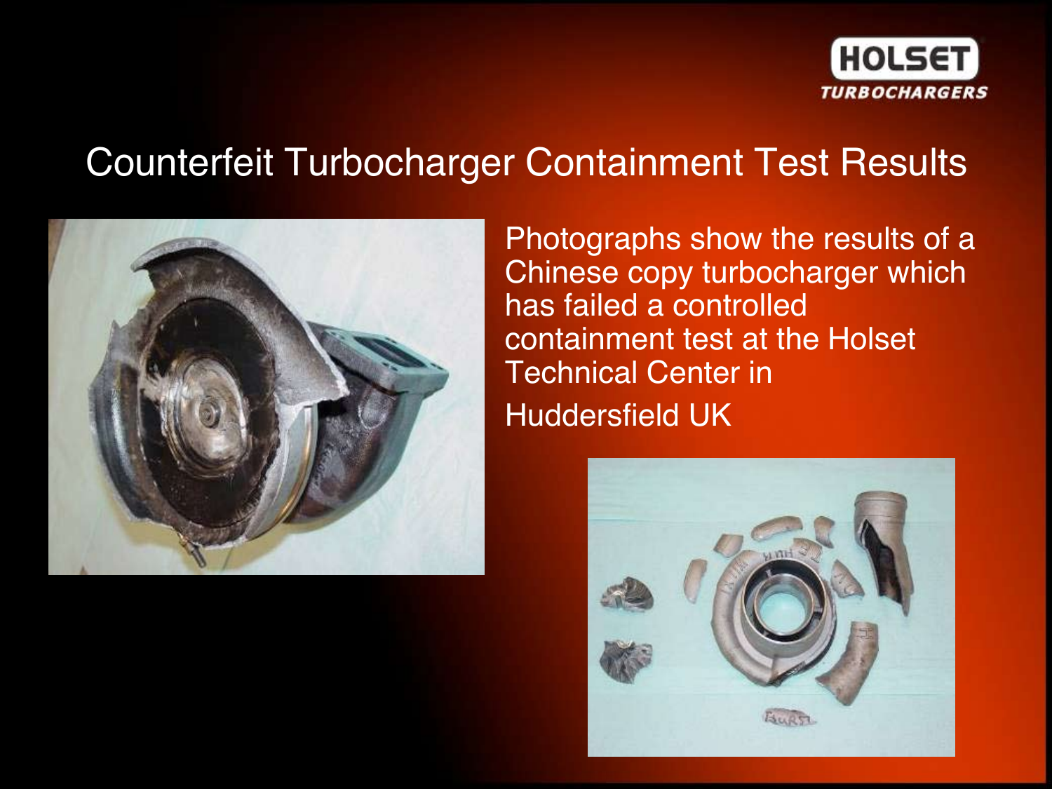# Counterfeit Turbocharger Containment Test Results

Photographs show the results of a Chinese copy turbocharger which has failed a controlled containment test at the Holset Technical Center in Huddersfield UK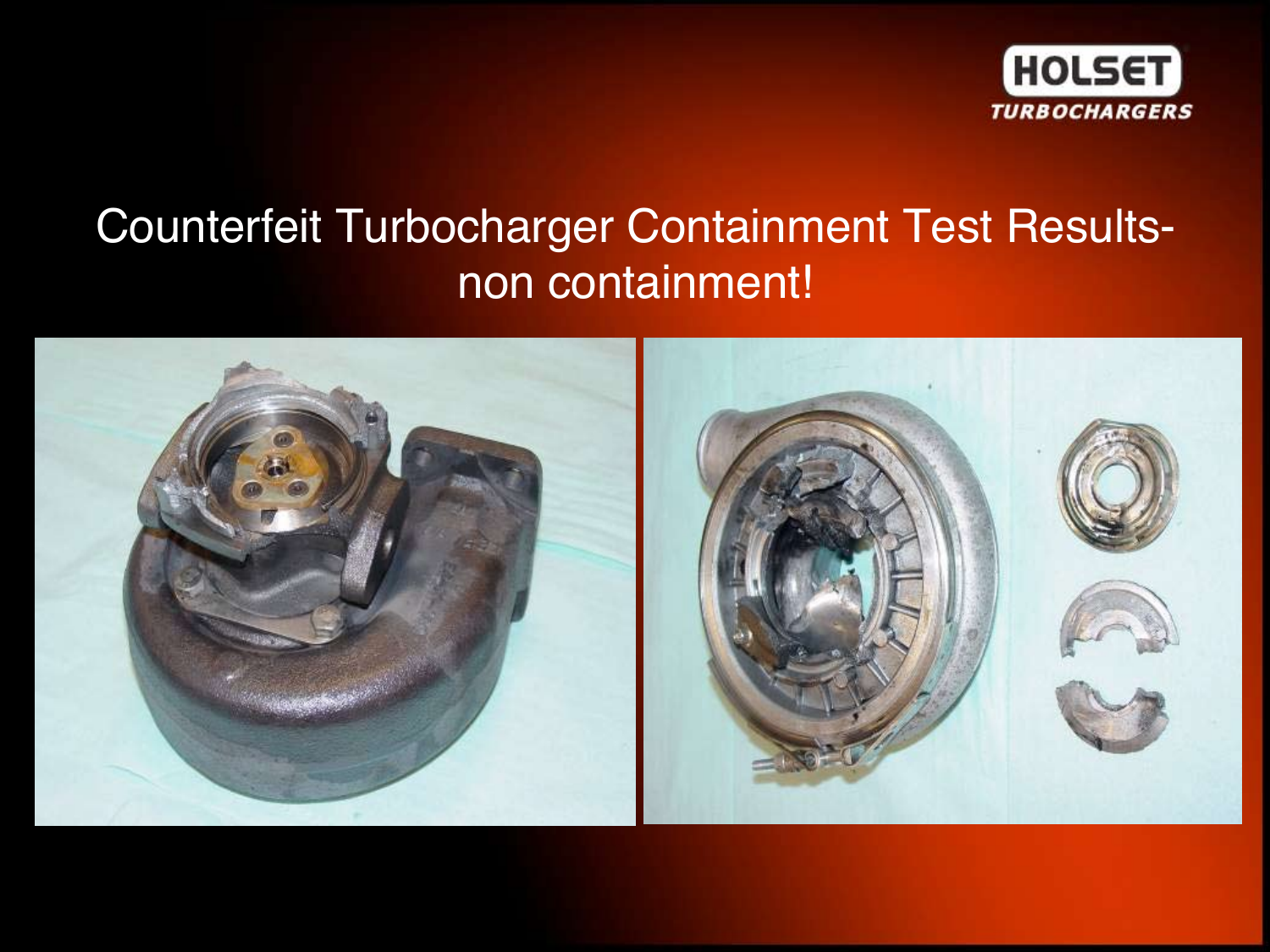HOLSET
TURBOCHARGERS

# Counterfeit Turbocharger Containment Test Results- non containment!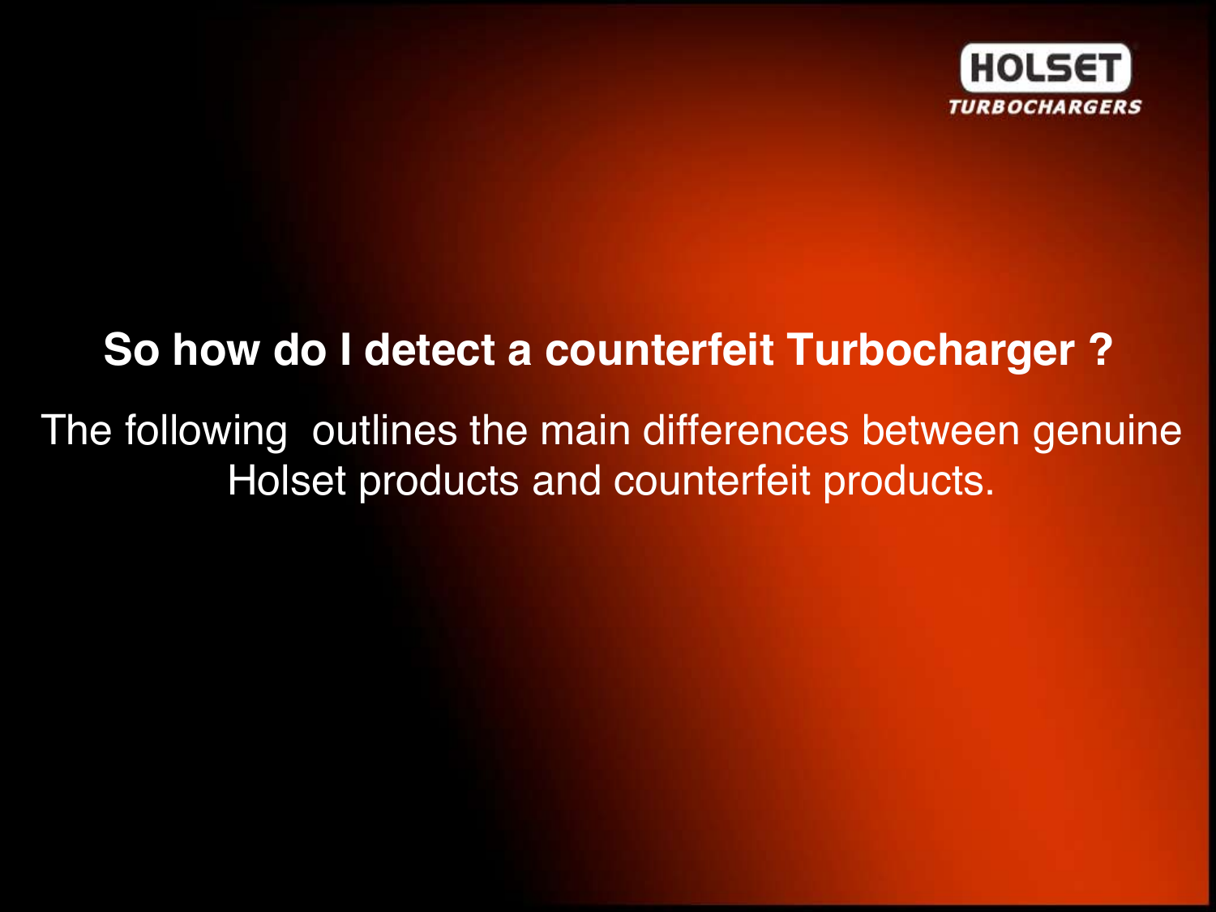## So how do I detect a counterfeit Turbocharger ?

The following outlines the main differences between genuine Holset products and counterfeit products.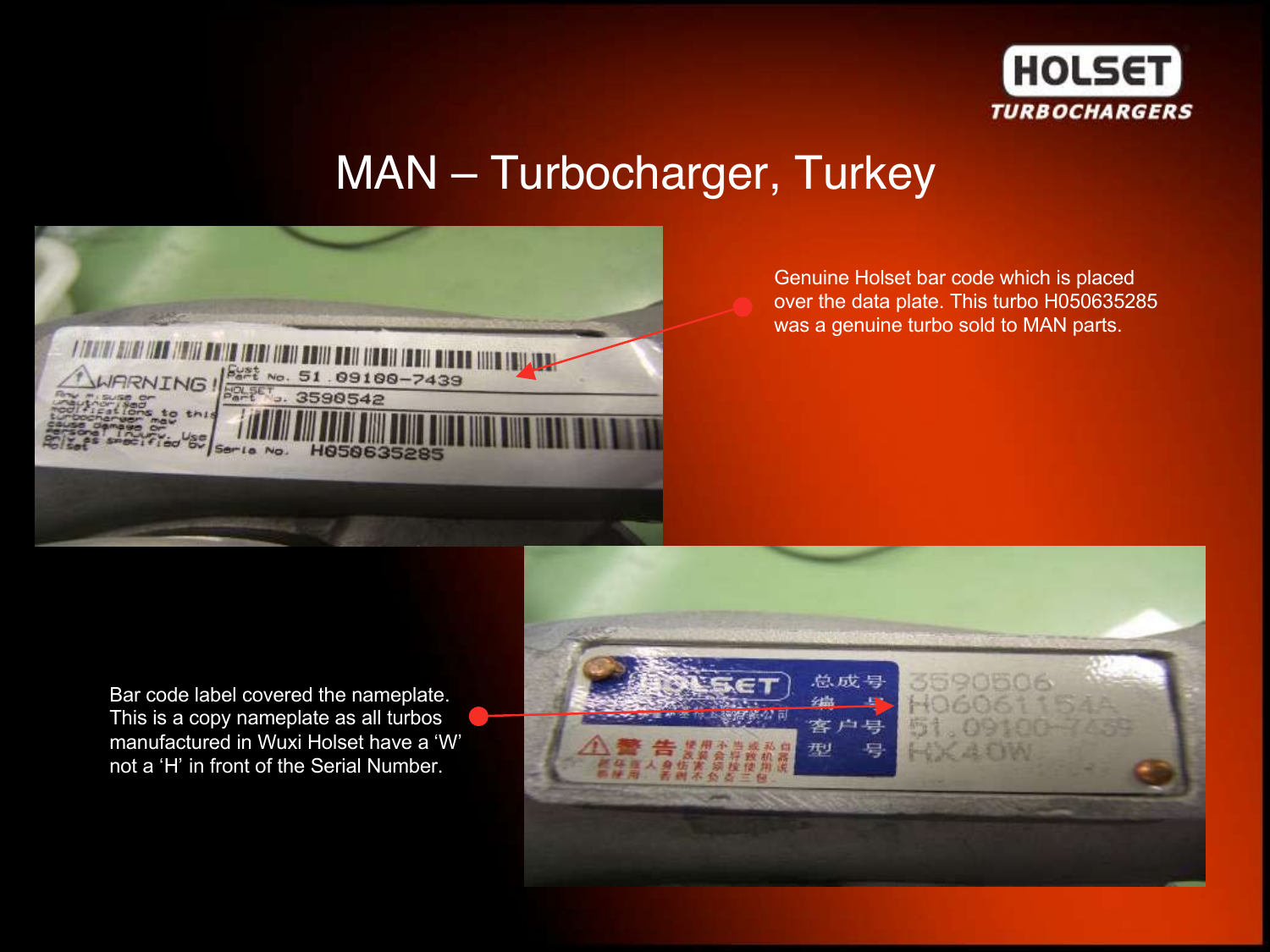# MAN – Turbocharger, Turkey

Genuine Holset bar code which is placed over the data plate. This turbo H050635285 was a genuine turbo sold to MAN parts.

Bar code label covered the nameplate. This is a copy nameplate as all turbos manufactured in Wuxi Holset have a 'W' not a 'H' in front of the Serial Number.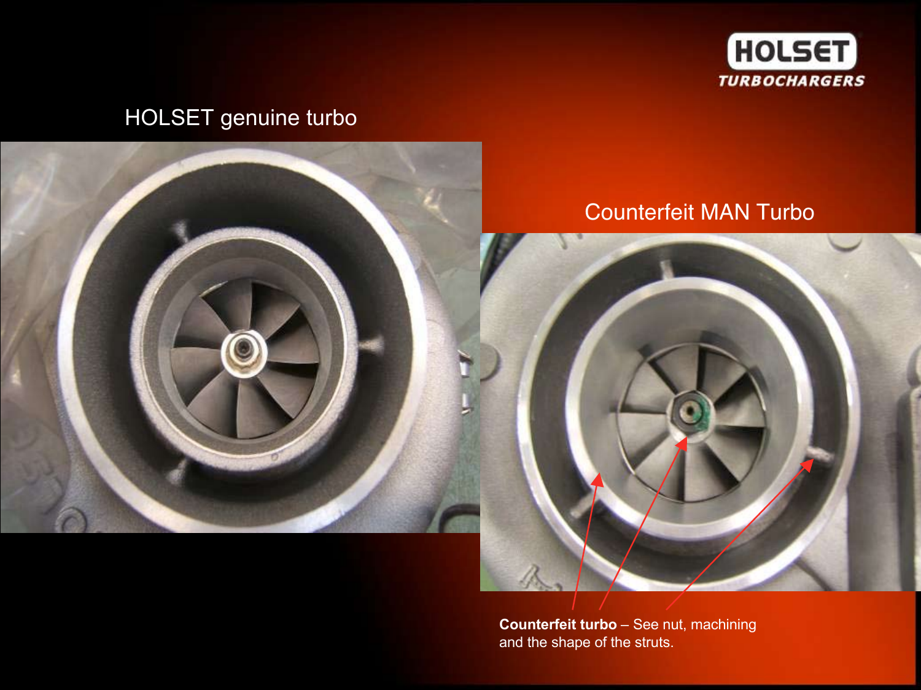HOLSET genuine turbo

Counterfeit MAN Turbo

**Counterfeit turbo** – See nut, machining and the shape of the struts.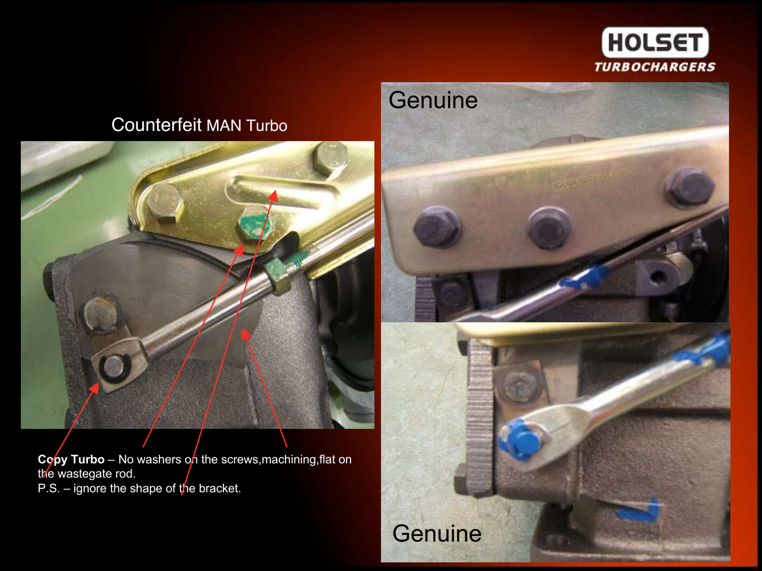Counterfeit MAN Turbo

**Copy Turbo** – No washers on the screws,machining,flat on the wastegate rod.
P.S. – ignore the shape of the bracket.

Genuine

Genuine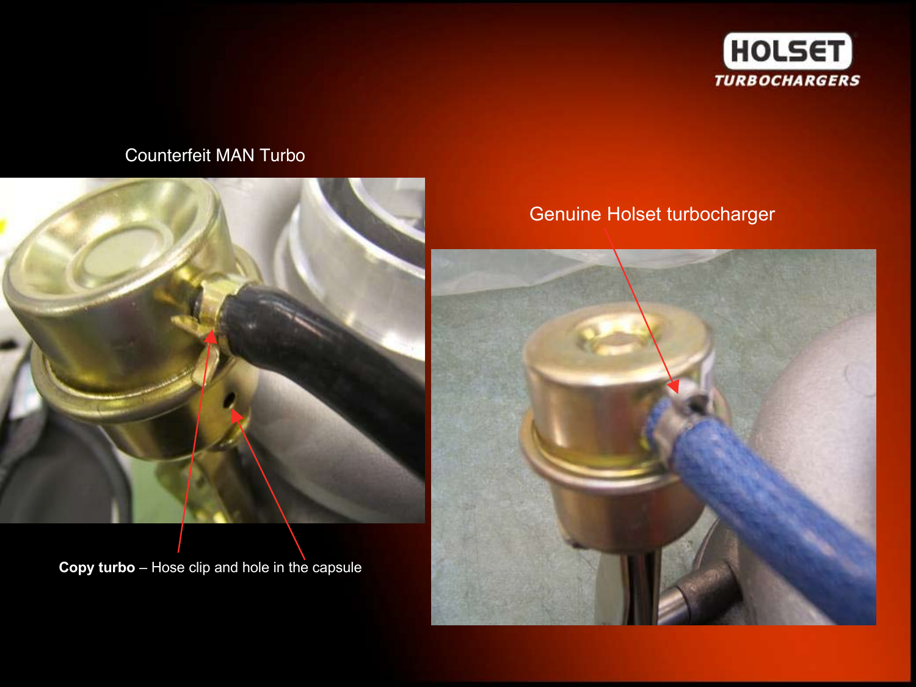Counterfeit MAN Turbo

Genuine Holset turbocharger

**Copy turbo** – Hose clip and hole in the capsule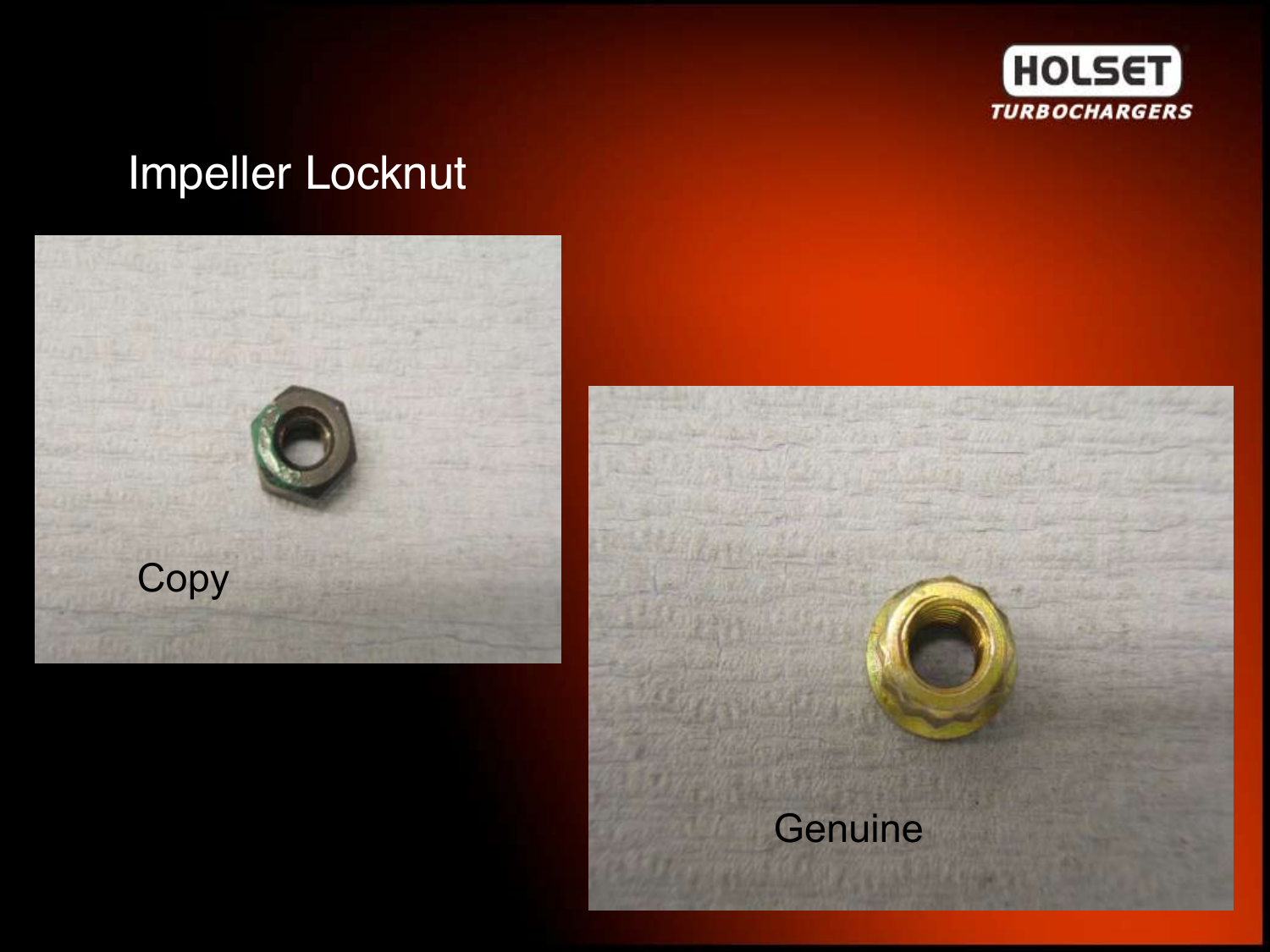# Impeller Locknut

Copy

Genuine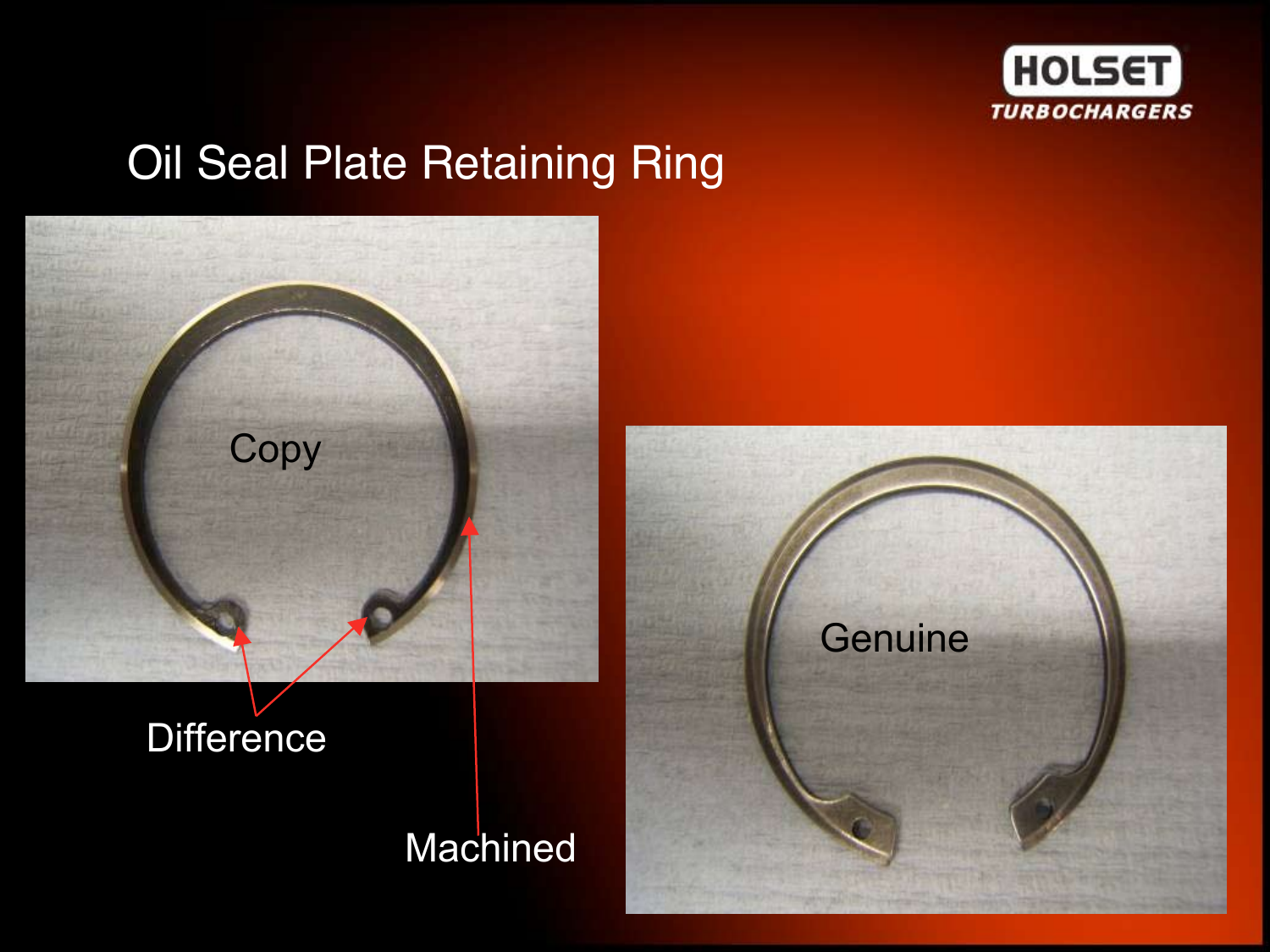# Oil Seal Plate Retaining Ring

Copy

Difference

Machined

Genuine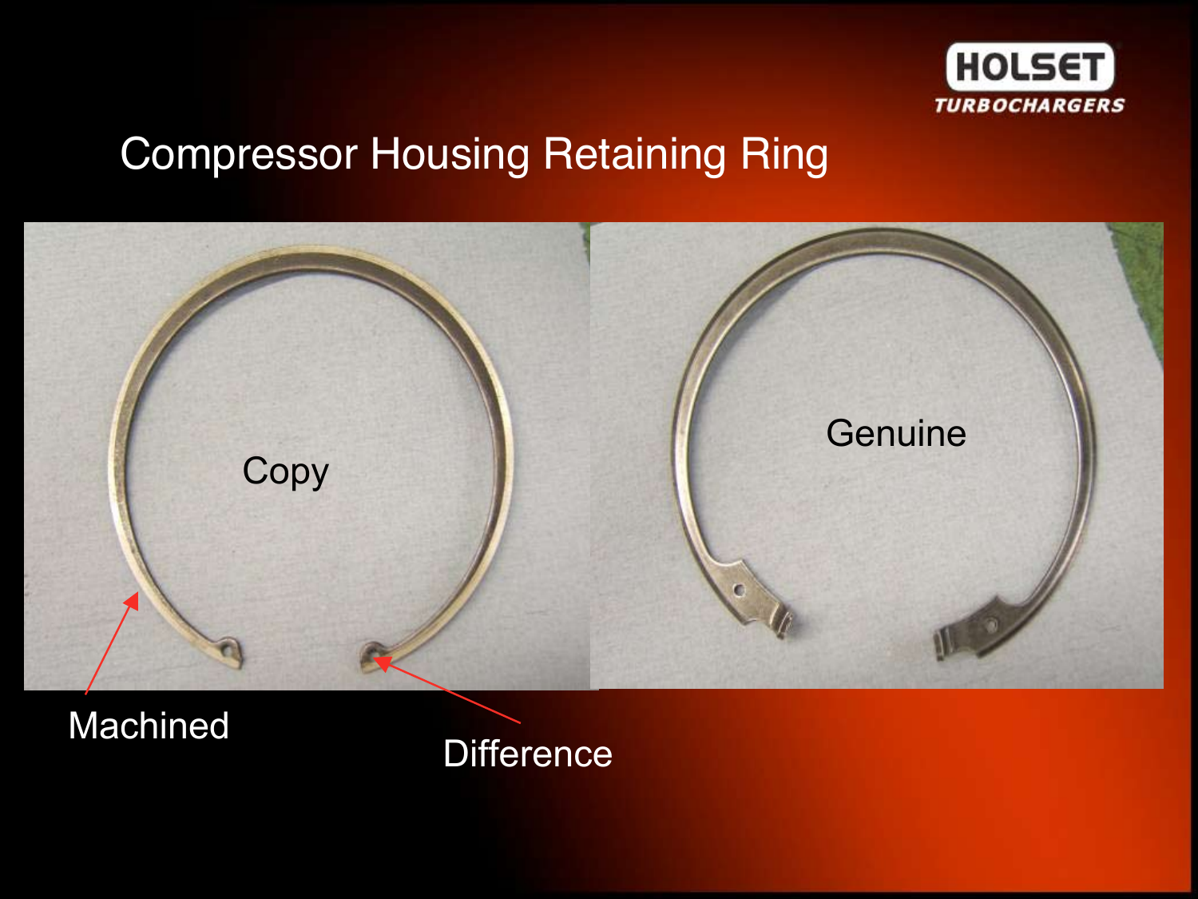# Compressor Housing Retaining Ring

Copy

Genuine

Machined

Difference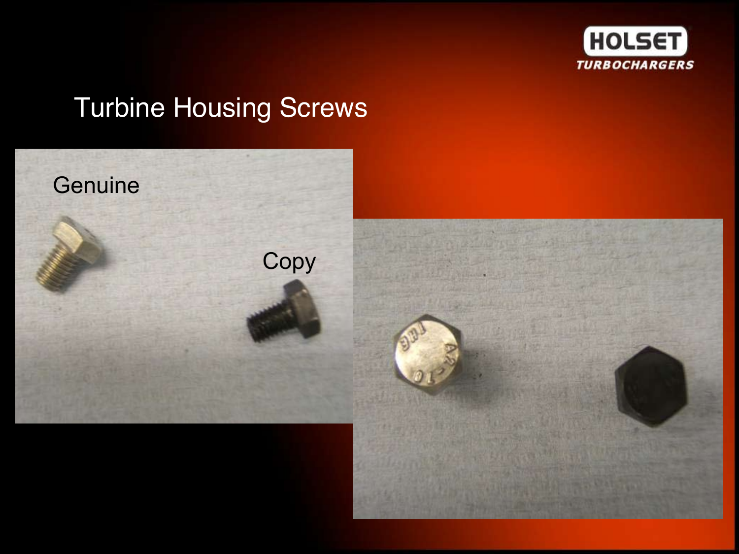# Turbine Housing Screws

Genuine

Copy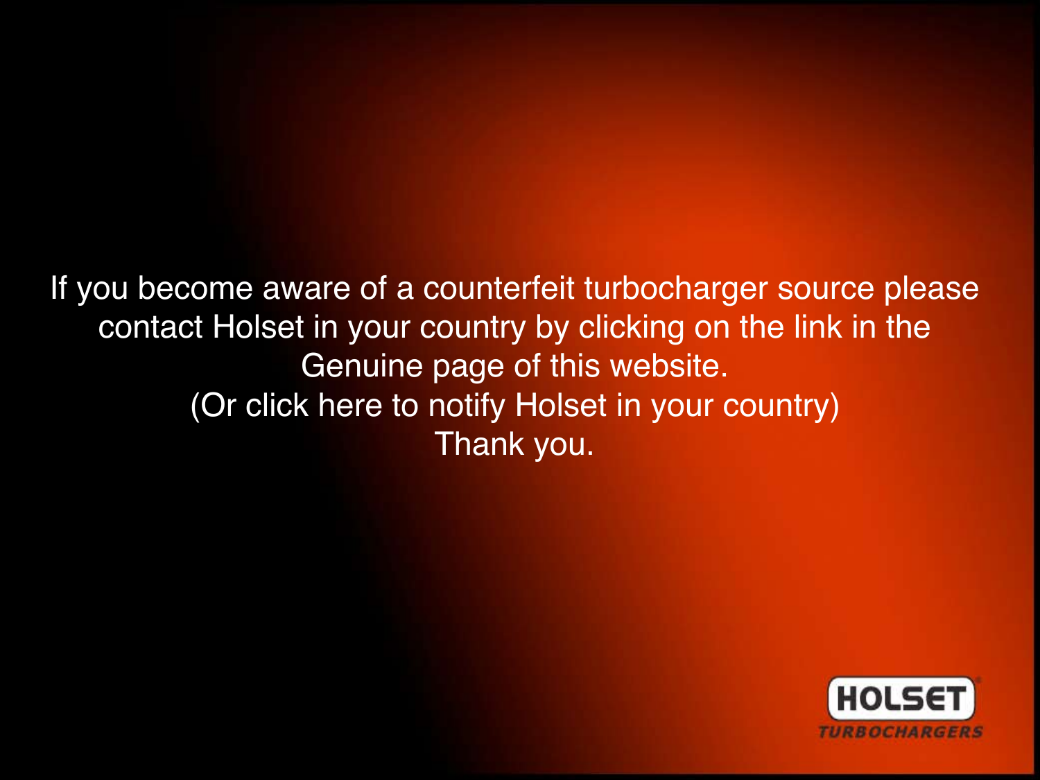If you become aware of a counterfeit turbocharger source please contact Holset in your country by clicking on the link in the Genuine page of this website.

(Or click here to notify Holset in your country)

Thank you.

HOLSET TURBOCHARGERS